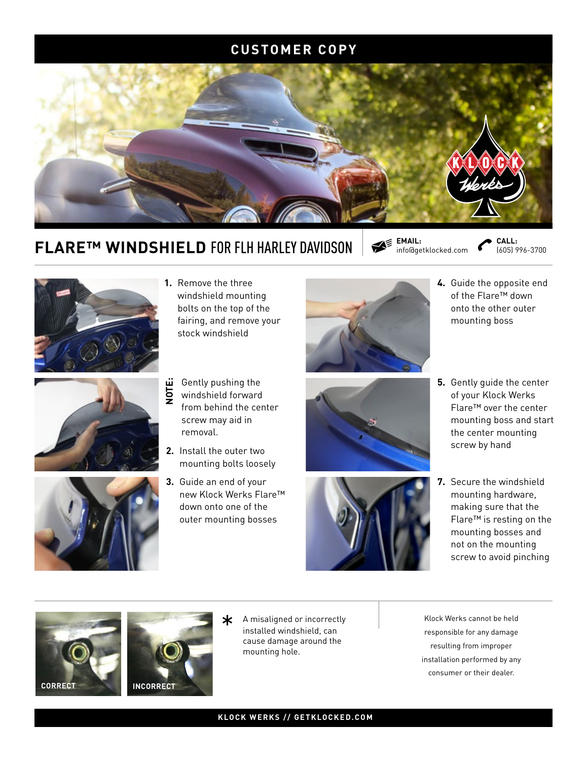# CUSTOMER COPY

## FLARE™ WINDSHIELD FOR FLH HARLEY DAVIDSON

**EMAIL:** info@getklocked.com

**CALL:** (605) 996-3700

1. Remove the three windshield mounting bolts on the top of the fairing, and remove your stock windshield

**NOTE:** Gently pushing the windshield forward from behind the center screw may aid in removal.

2. Install the outer two mounting bolts loosely
3. Guide an end of your new Klock Werks Flare™ down onto one of the outer mounting bosses
4. Guide the opposite end of the Flare™ down onto the other outer mounting boss
5. Gently guide the center of your Klock Werks Flare™ over the center mounting boss and start the center mounting screw by hand
7. Secure the windshield mounting hardware, making sure that the Flare™ is resting on the mounting bosses and not on the mounting screw to avoid pinching

CORRECT

INCORRECT

* A misaligned or incorrectly installed windshield, can cause damage around the mounting hole.

Klock Werks cannot be held responsible for any damage resulting from improper installation performed by any consumer or their dealer.

KLOCK WERKS // GETKLOCKED.COM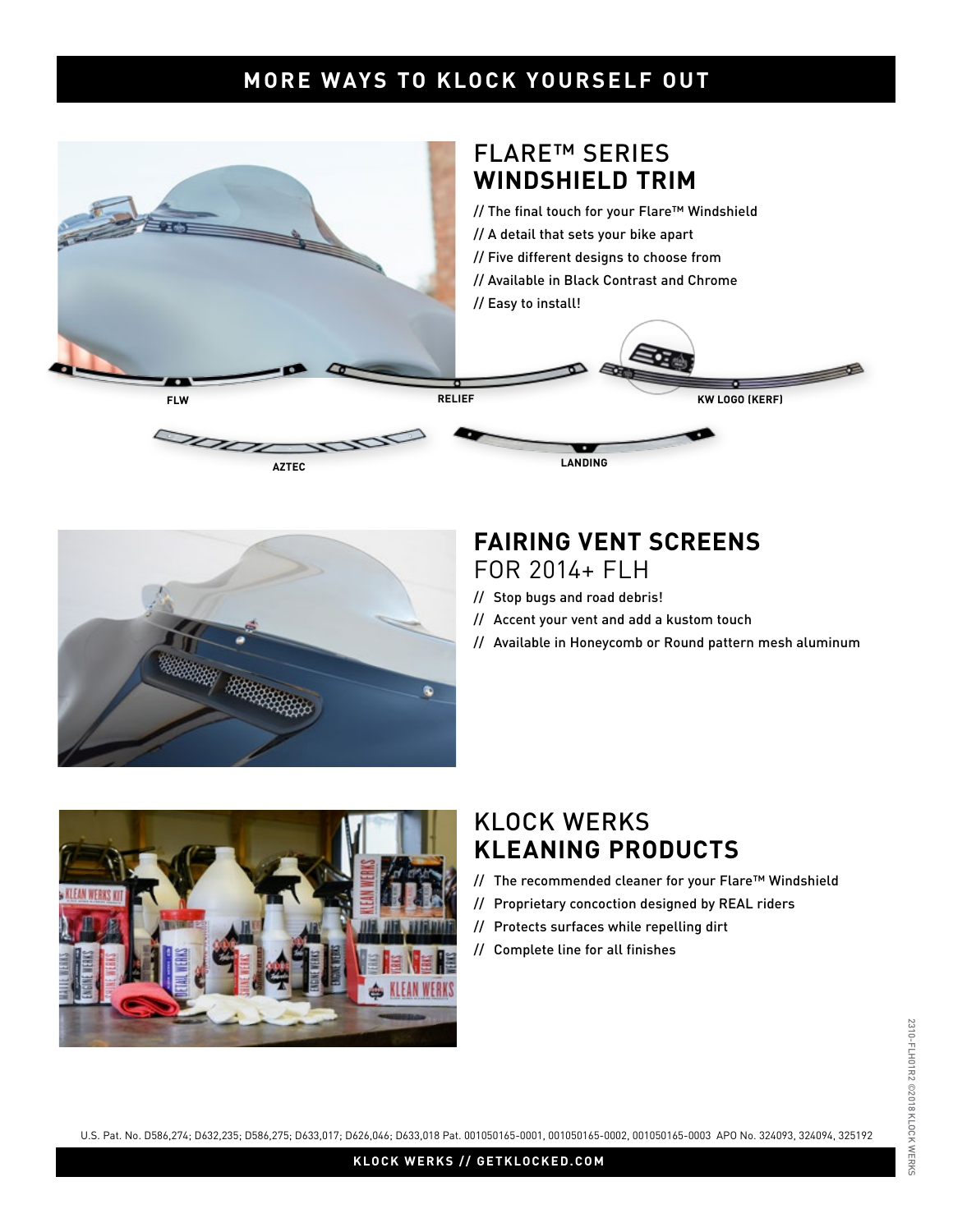## MORE WAYS TO KLOCK YOURSELF OUT

### FLARE™ SERIES **WINDSHIELD TRIM**

- // The final touch for your Flare™ Windshield
- // A detail that sets your bike apart
- // Five different designs to choose from
- // Available in Black Contrast and Chrome
- // Easy to install!

FLW

RELIEF

KW LOGO (KERF)

AZTEC

LANDING

### **FAIRING VENT SCREENS** FOR 2014+ FLH

- // Stop bugs and road debris!
- // Accent your vent and add a kustom touch
- // Available in Honeycomb or Round pattern mesh aluminum

### KLOCK WERKS **KLEANING PRODUCTS**

- // The recommended cleaner for your Flare™ Windshield
- // Proprietary concoction designed by REAL riders
- // Protects surfaces while repelling dirt
- // Complete line for all finishes

2310-FLH01R2 ©2018 KLOCK WERKS

U.S. Pat. No. D586,274; D632,235; D586,275; D633,017; D626,046; D633,018 Pat. 001050165-0001, 001050165-0002, 001050165-0003 APO No. 324093, 324094, 325192

KLOCK WERKS // GETKLOCKED.COM